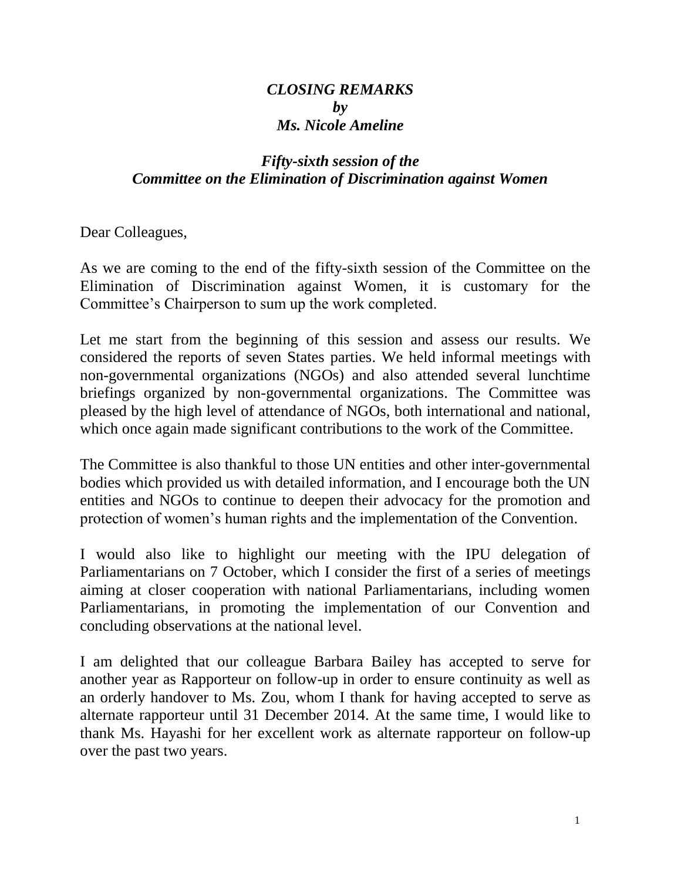***CLOSING REMARKS***
***by***
***Ms. Nicole Ameline***

***Fifty-sixth session of the***
***Committee on the Elimination of Discrimination against Women***

Dear Colleagues,

As we are coming to the end of the fifty-sixth session of the Committee on the Elimination of Discrimination against Women, it is customary for the Committee's Chairperson to sum up the work completed.

Let me start from the beginning of this session and assess our results. We considered the reports of seven States parties. We held informal meetings with non-governmental organizations (NGOs) and also attended several lunchtime briefings organized by non-governmental organizations. The Committee was pleased by the high level of attendance of NGOs, both international and national, which once again made significant contributions to the work of the Committee.

The Committee is also thankful to those UN entities and other inter-governmental bodies which provided us with detailed information, and I encourage both the UN entities and NGOs to continue to deepen their advocacy for the promotion and protection of women's human rights and the implementation of the Convention.

I would also like to highlight our meeting with the IPU delegation of Parliamentarians on 7 October, which I consider the first of a series of meetings aiming at closer cooperation with national Parliamentarians, including women Parliamentarians, in promoting the implementation of our Convention and concluding observations at the national level.

I am delighted that our colleague Barbara Bailey has accepted to serve for another year as Rapporteur on follow-up in order to ensure continuity as well as an orderly handover to Ms. Zou, whom I thank for having accepted to serve as alternate rapporteur until 31 December 2014. At the same time, I would like to thank Ms. Hayashi for her excellent work as alternate rapporteur on follow-up over the past two years.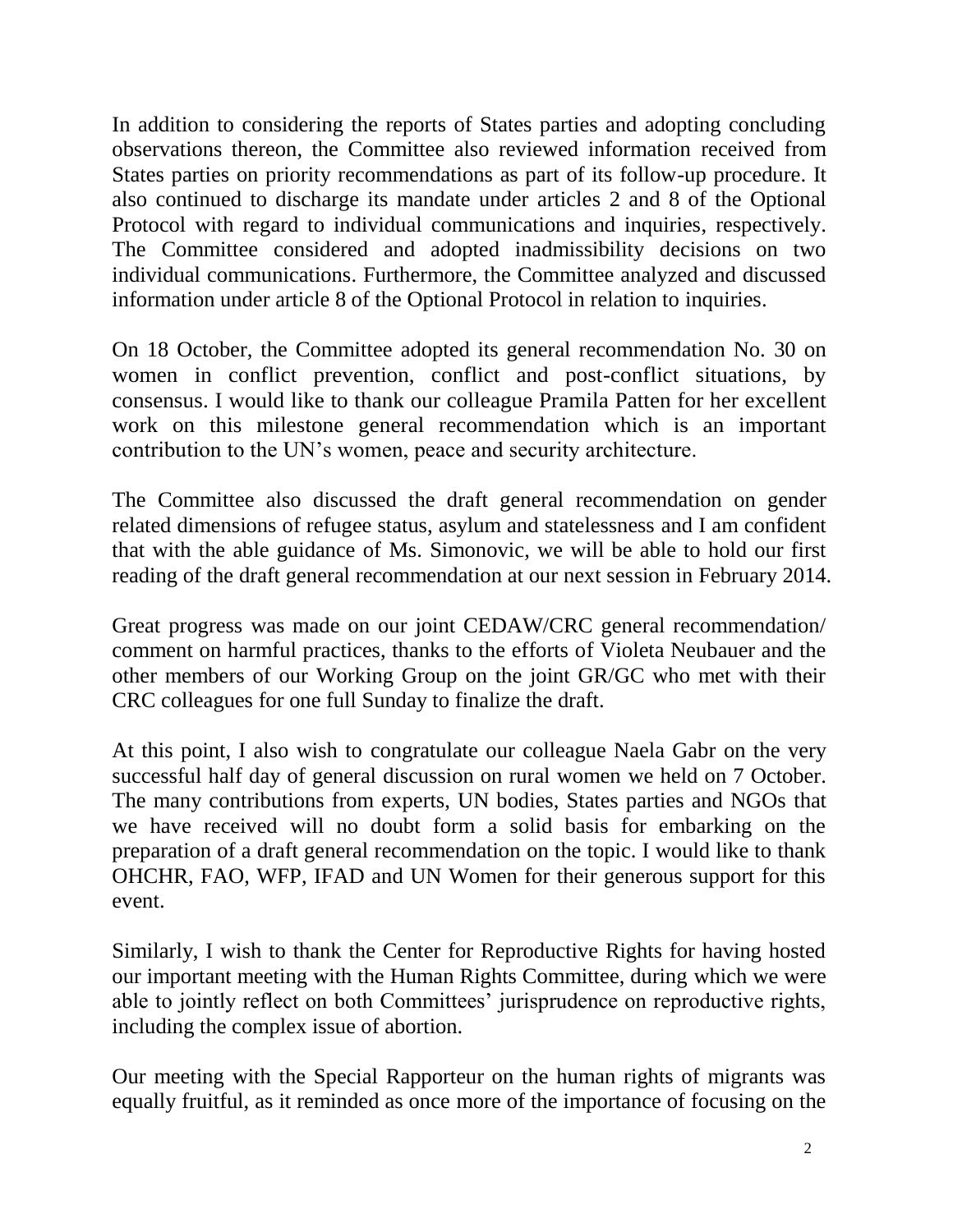In addition to considering the reports of States parties and adopting concluding observations thereon, the Committee also reviewed information received from States parties on priority recommendations as part of its follow-up procedure. It also continued to discharge its mandate under articles 2 and 8 of the Optional Protocol with regard to individual communications and inquiries, respectively. The Committee considered and adopted inadmissibility decisions on two individual communications. Furthermore, the Committee analyzed and discussed information under article 8 of the Optional Protocol in relation to inquiries.

On 18 October, the Committee adopted its general recommendation No. 30 on women in conflict prevention, conflict and post-conflict situations, by consensus. I would like to thank our colleague Pramila Patten for her excellent work on this milestone general recommendation which is an important contribution to the UN's women, peace and security architecture.

The Committee also discussed the draft general recommendation on gender related dimensions of refugee status, asylum and statelessness and I am confident that with the able guidance of Ms. Simonovic, we will be able to hold our first reading of the draft general recommendation at our next session in February 2014.

Great progress was made on our joint CEDAW/CRC general recommendation/ comment on harmful practices, thanks to the efforts of Violeta Neubauer and the other members of our Working Group on the joint GR/GC who met with their CRC colleagues for one full Sunday to finalize the draft.

At this point, I also wish to congratulate our colleague Naela Gabr on the very successful half day of general discussion on rural women we held on 7 October. The many contributions from experts, UN bodies, States parties and NGOs that we have received will no doubt form a solid basis for embarking on the preparation of a draft general recommendation on the topic. I would like to thank OHCHR, FAO, WFP, IFAD and UN Women for their generous support for this event.

Similarly, I wish to thank the Center for Reproductive Rights for having hosted our important meeting with the Human Rights Committee, during which we were able to jointly reflect on both Committees' jurisprudence on reproductive rights, including the complex issue of abortion.

Our meeting with the Special Rapporteur on the human rights of migrants was equally fruitful, as it reminded as once more of the importance of focusing on the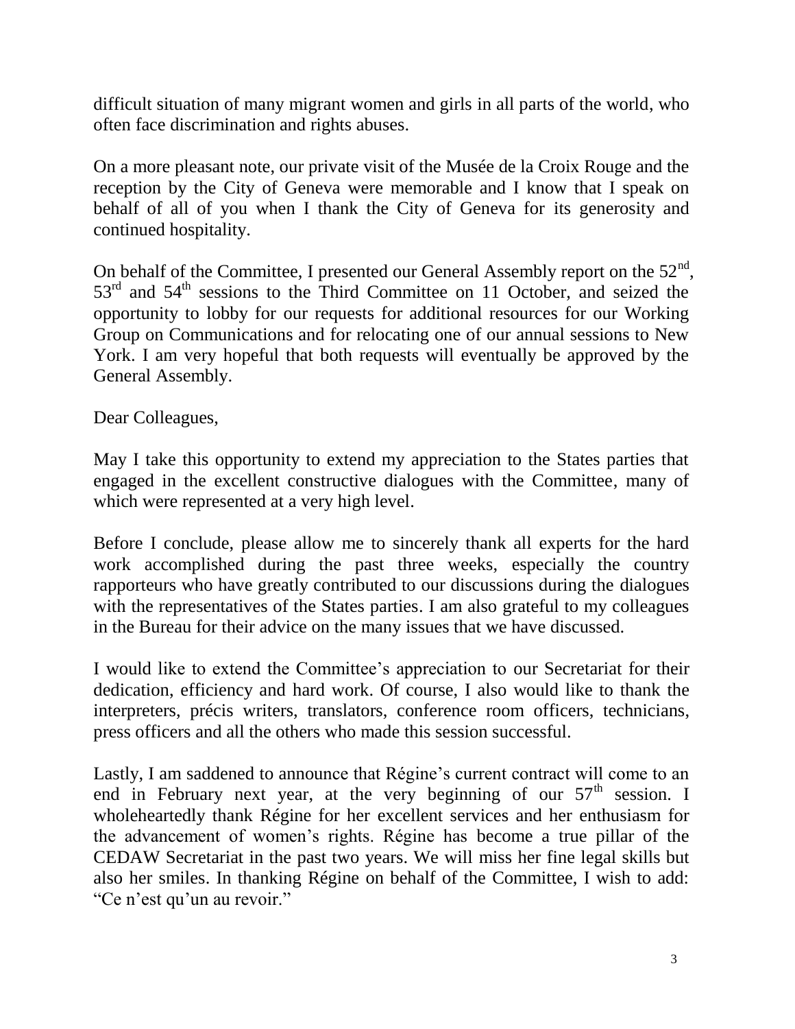difficult situation of many migrant women and girls in all parts of the world, who often face discrimination and rights abuses.

On a more pleasant note, our private visit of the Musée de la Croix Rouge and the reception by the City of Geneva were memorable and I know that I speak on behalf of all of you when I thank the City of Geneva for its generosity and continued hospitality.

On behalf of the Committee, I presented our General Assembly report on the 52nd, 53rd and 54th sessions to the Third Committee on 11 October, and seized the opportunity to lobby for our requests for additional resources for our Working Group on Communications and for relocating one of our annual sessions to New York. I am very hopeful that both requests will eventually be approved by the General Assembly.

Dear Colleagues,

May I take this opportunity to extend my appreciation to the States parties that engaged in the excellent constructive dialogues with the Committee, many of which were represented at a very high level.

Before I conclude, please allow me to sincerely thank all experts for the hard work accomplished during the past three weeks, especially the country rapporteurs who have greatly contributed to our discussions during the dialogues with the representatives of the States parties. I am also grateful to my colleagues in the Bureau for their advice on the many issues that we have discussed.

I would like to extend the Committee's appreciation to our Secretariat for their dedication, efficiency and hard work. Of course, I also would like to thank the interpreters, précis writers, translators, conference room officers, technicians, press officers and all the others who made this session successful.

Lastly, I am saddened to announce that Régine's current contract will come to an end in February next year, at the very beginning of our 57th session. I wholeheartedly thank Régine for her excellent services and her enthusiasm for the advancement of women's rights. Régine has become a true pillar of the CEDAW Secretariat in the past two years. We will miss her fine legal skills but also her smiles. In thanking Régine on behalf of the Committee, I wish to add: "Ce n'est qu'un au revoir."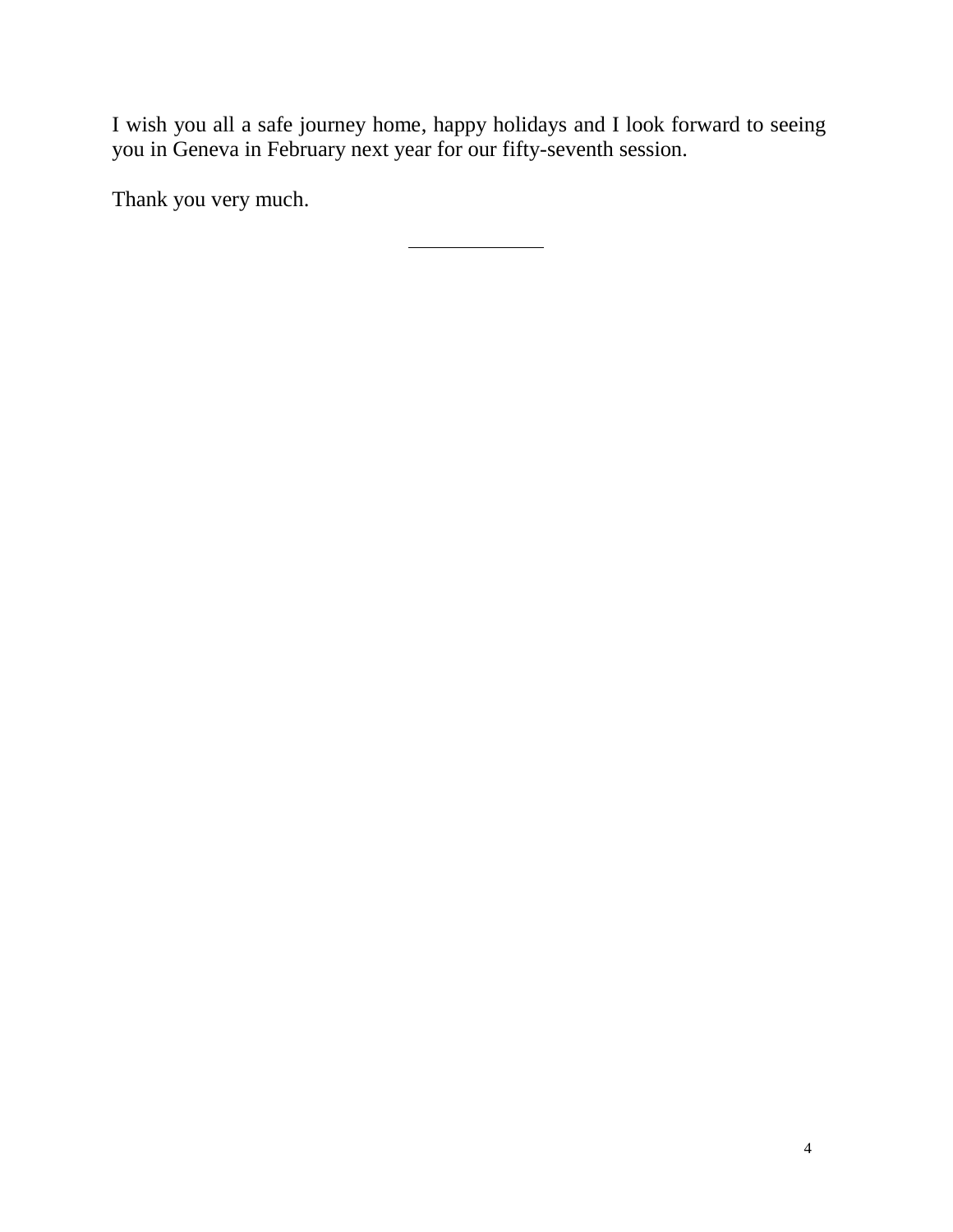I wish you all a safe journey home, happy holidays and I look forward to seeing you in Geneva in February next year for our fifty-seventh session.

Thank you very much.

---